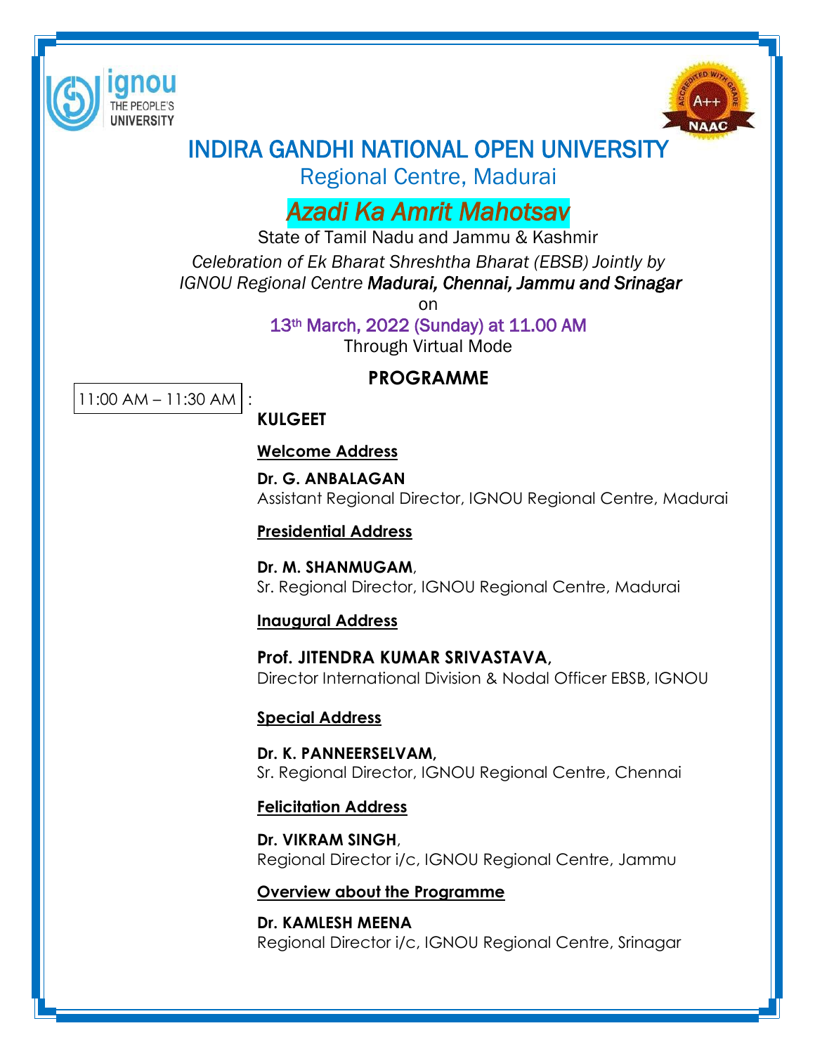# INDIRA GANDHI NATIONAL OPEN UNIVERSITY

## Regional Centre, Madurai

## *Azadi Ka Amrit Mahotsav*

State of Tamil Nadu and Jammu & Kashmir

*Celebration of Ek Bharat Shreshtha Bharat (EBSB) Jointly by IGNOU Regional Centre **Madurai, Chennai, Jammu and Srinagar***

on

13th March, 2022 (Sunday) at 11.00 AM

Through Virtual Mode

### PROGRAMME

11:00 AM – 11:30 AM :

**KULGEET**

**Welcome Address**

**Dr. G. ANBALAGAN**
Assistant Regional Director, IGNOU Regional Centre, Madurai

**Presidential Address**

**Dr. M. SHANMUGAM**,
Sr. Regional Director, IGNOU Regional Centre, Madurai

**Inaugural Address**

**Prof. JITENDRA KUMAR SRIVASTAVA,**
Director International Division & Nodal Officer EBSB, IGNOU

**Special Address**

**Dr. K. PANNEERSELVAM,**
Sr. Regional Director, IGNOU Regional Centre, Chennai

**Felicitation Address**

**Dr. VIKRAM SINGH**,
Regional Director i/c, IGNOU Regional Centre, Jammu

**Overview about the Programme**

**Dr. KAMLESH MEENA**
Regional Director i/c, IGNOU Regional Centre, Srinagar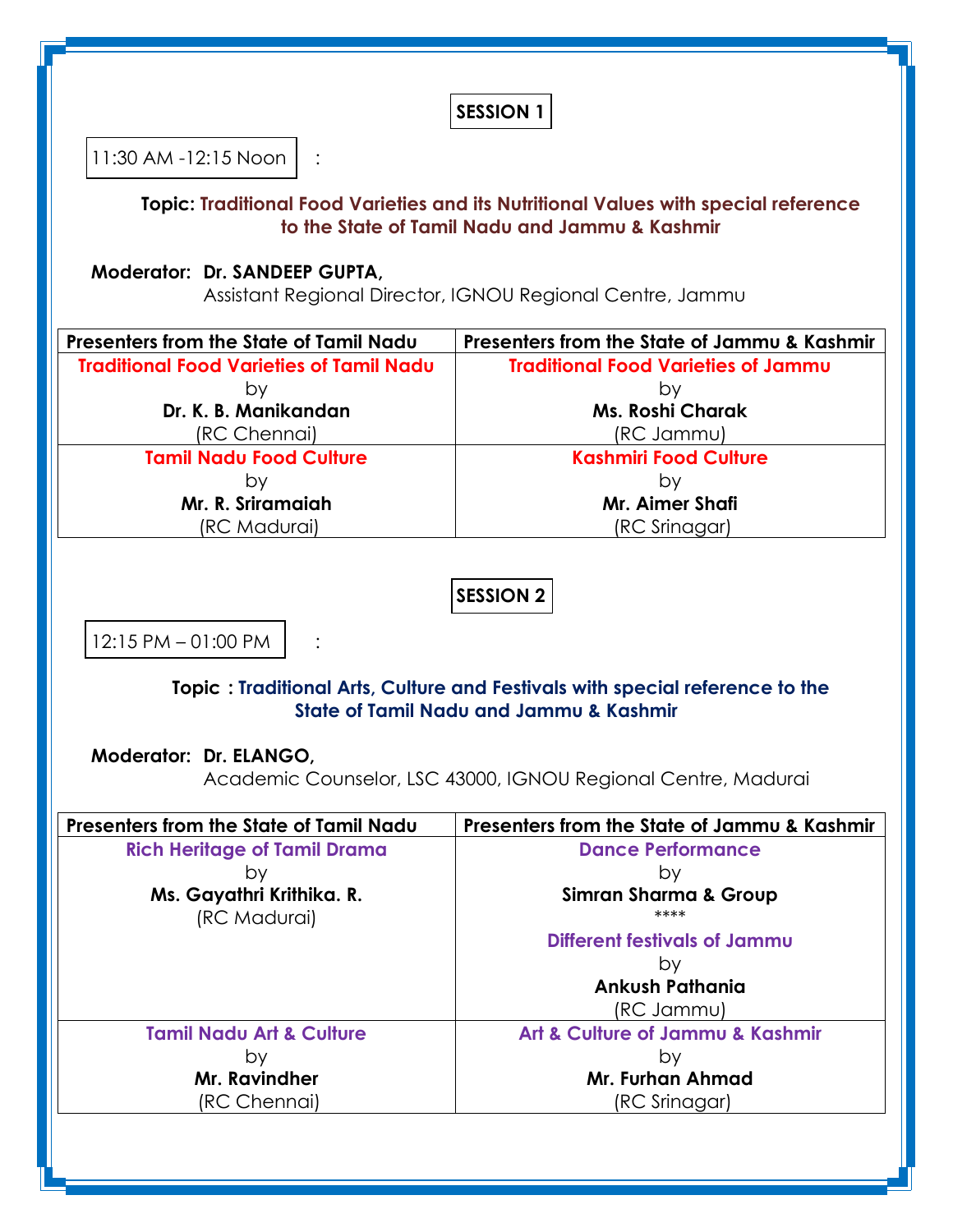## SESSION 1

11:30 AM -12:15 Noon :

**Topic: Traditional Food Varieties and its Nutritional Values with special reference to the State of Tamil Nadu and Jammu & Kashmir**

**Moderator: Dr. SANDEEP GUPTA,**
Assistant Regional Director, IGNOU Regional Centre, Jammu

| Presenters from the State of Tamil Nadu | Presenters from the State of Jammu & Kashmir |
|---|---|
| **Traditional Food Varieties of Tamil Nadu** by **Dr. K. B. Manikandan** (RC Chennai) | **Traditional Food Varieties of Jammu** by **Ms. Roshi Charak** (RC Jammu) |
| **Tamil Nadu Food Culture** by **Mr. R. Sriramaiah** (RC Madurai) | **Kashmiri Food Culture** by **Mr. Aimer Shafi** (RC Srinagar) |

## SESSION 2

12:15 PM – 01:00 PM :

**Topic : Traditional Arts, Culture and Festivals with special reference to the State of Tamil Nadu and Jammu & Kashmir**

**Moderator: Dr. ELANGO,**
Academic Counselor, LSC 43000, IGNOU Regional Centre, Madurai

| Presenters from the State of Tamil Nadu | Presenters from the State of Jammu & Kashmir |
|---|---|
| **Rich Heritage of Tamil Drama** by **Ms. Gayathri Krithika. R.** (RC Madurai) | **Dance Performance** by **Simran Sharma & Group** **** **Different festivals of Jammu** by **Ankush Pathania** (RC Jammu) |
| **Tamil Nadu Art & Culture** by **Mr. Ravindher** (RC Chennai) | **Art & Culture of Jammu & Kashmir** by **Mr. Furhan Ahmad** (RC Srinagar) |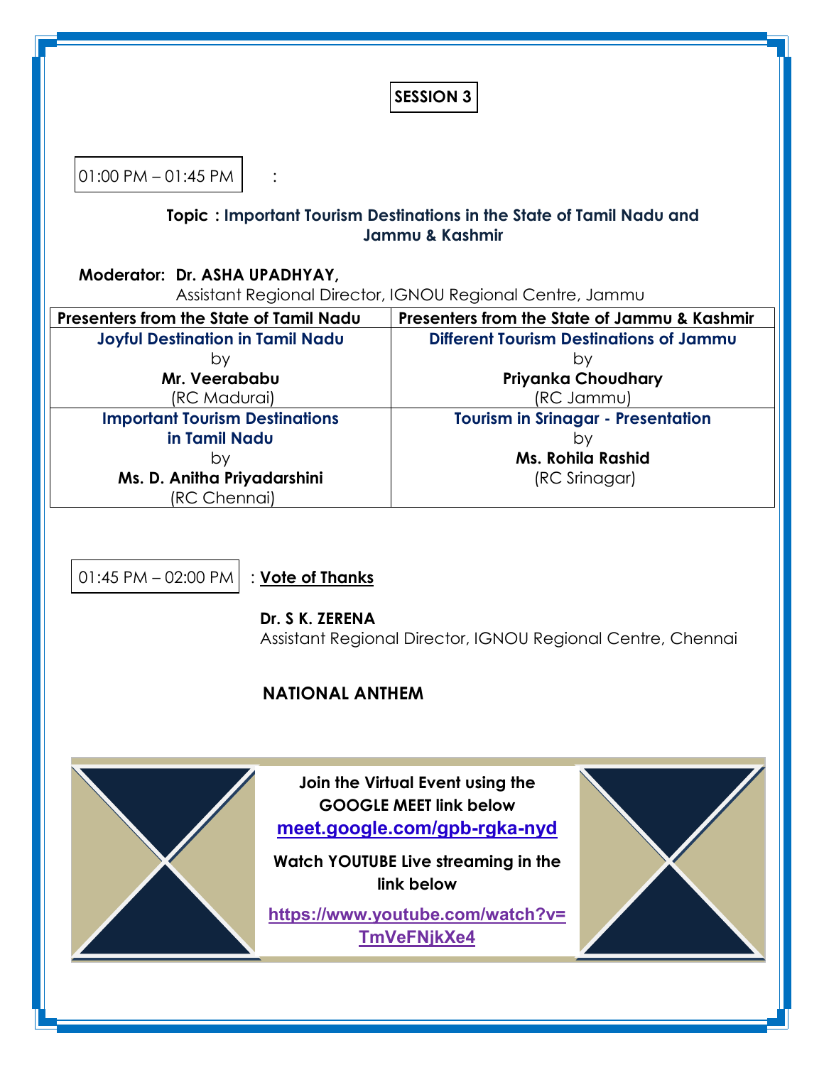## SESSION 3

01:00 PM – 01:45 PM :

**Topic : Important Tourism Destinations in the State of Tamil Nadu and Jammu & Kashmir**

**Moderator: Dr. ASHA UPADHYAY,**
Assistant Regional Director, IGNOU Regional Centre, Jammu

| Presenters from the State of Tamil Nadu | Presenters from the State of Jammu & Kashmir |
|---|---|
| **Joyful Destination in Tamil Nadu** by **Mr. Veerababu** (RC Madurai) | **Different Tourism Destinations of Jammu** by **Priyanka Choudhary** (RC Jammu) |
| **Important Tourism Destinations in Tamil Nadu** by **Ms. D. Anitha Priyadarshini** (RC Chennai) | **Tourism in Srinagar - Presentation** by **Ms. Rohila Rashid** (RC Srinagar) |

01:45 PM – 02:00 PM : **Vote of Thanks**

**Dr. S K. ZERENA**
Assistant Regional Director, IGNOU Regional Centre, Chennai

**NATIONAL ANTHEM**

**Join the Virtual Event using the GOOGLE MEET link below**
**meet.google.com/gpb-rgka-nyd**

**Watch YOUTUBE Live streaming in the link below**
**https://www.youtube.com/watch?v=TmVeFNjkXe4**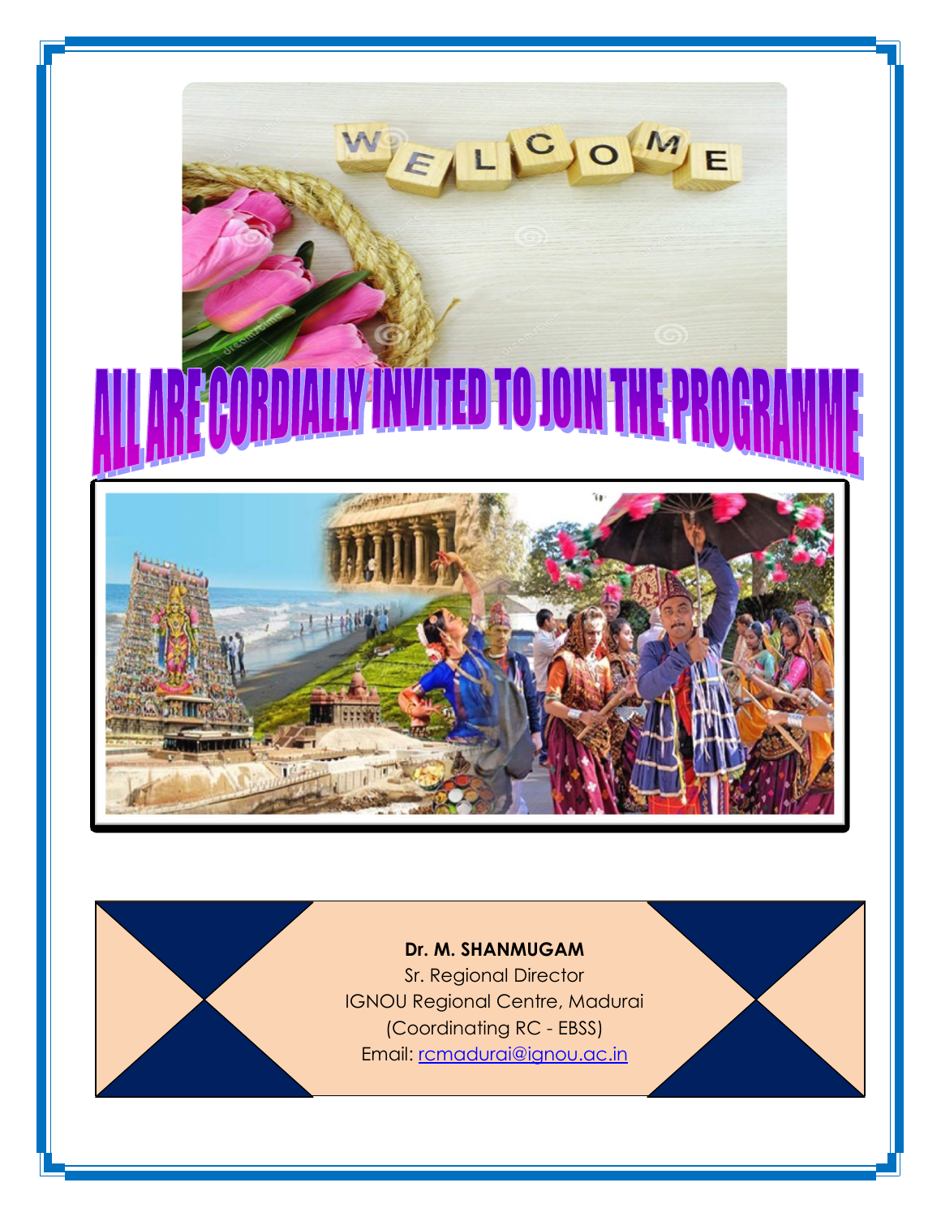# ALL ARE CORDIALLY INVITED TO JOIN THE PROGRAMME

**Dr. M. SHANMUGAM**
Sr. Regional Director
IGNOU Regional Centre, Madurai
(Coordinating RC - EBSS)
Email: rcmadurai@ignou.ac.in